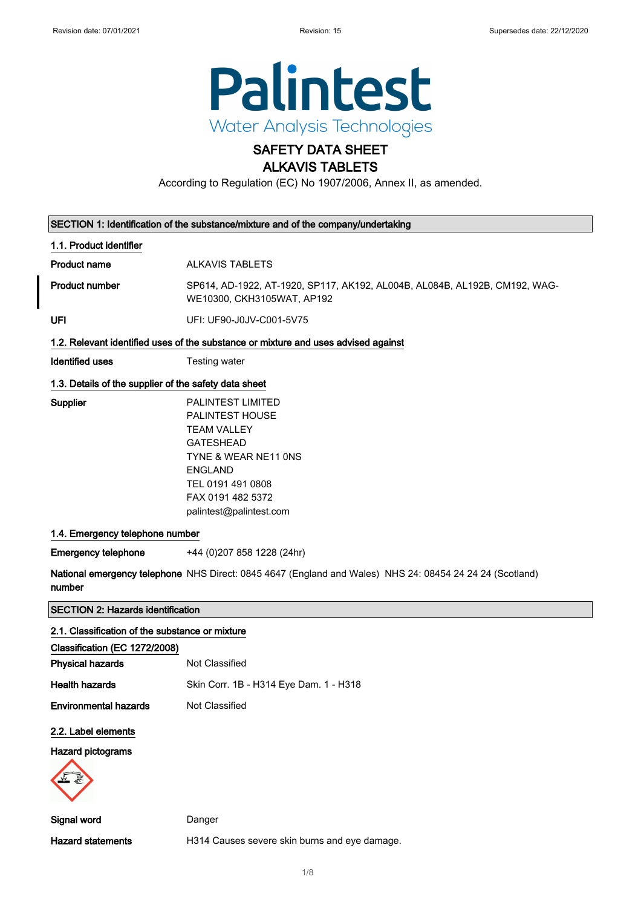Revision date: 07/01/2021 Revision: 15 Supersedes date: 22/12/2020

**Palintest**
Water Analysis Technologies

# SAFETY DATA SHEET
# ALKAVIS TABLETS

According to Regulation (EC) No 1907/2006, Annex II, as amended.

## SECTION 1: Identification of the substance/mixture and of the company/undertaking

### 1.1. Product identifier

| | |
|---|---|
| **Product name** | ALKAVIS TABLETS |
| **Product number** | SP614, AD-1922, AT-1920, SP117, AK192, AL004B, AL084B, AL192B, CM192, WAG-WE10300, CKH3105WAT, AP192 |
| **UFI** | UFI: UF90-J0JV-C001-5V75 |

### 1.2. Relevant identified uses of the substance or mixture and uses advised against

| | |
|---|---|
| **Identified uses** | Testing water |

### 1.3. Details of the supplier of the safety data sheet

**Supplier**

PALINTEST LIMITED
PALINTEST HOUSE
TEAM VALLEY
GATESHEAD
TYNE & WEAR NE11 0NS
ENGLAND
TEL 0191 491 0808
FAX 0191 482 5372
palintest@palintest.com

### 1.4. Emergency telephone number

| | |
|---|---|
| **Emergency telephone** | +44 (0)207 858 1228 (24hr) |
| **National emergency telephone number** | NHS Direct: 0845 4647 (England and Wales) NHS 24: 08454 24 24 24 (Scotland) |

## SECTION 2: Hazards identification

### 2.1. Classification of the substance or mixture

**Classification (EC 1272/2008)**

| | |
|---|---|
| **Physical hazards** | Not Classified |
| **Health hazards** | Skin Corr. 1B - H314 Eye Dam. 1 - H318 |
| **Environmental hazards** | Not Classified |

### 2.2. Label elements

**Hazard pictograms**

| | |
|---|---|
| **Signal word** | Danger |
| **Hazard statements** | H314 Causes severe skin burns and eye damage. |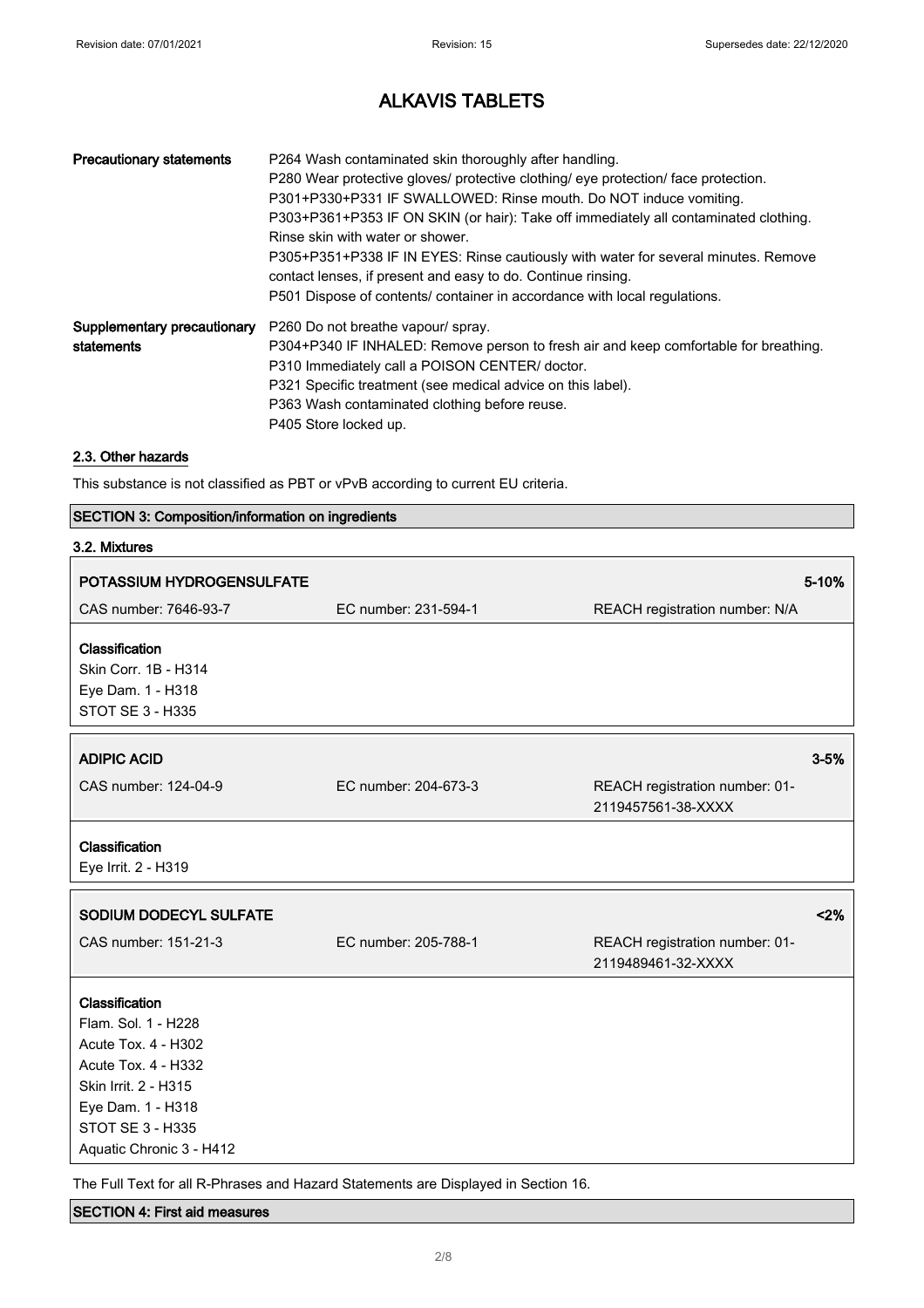# ALKAVIS TABLETS

| | |
|---|---|
| **Precautionary statements** | P264 Wash contaminated skin thoroughly after handling.<br>P280 Wear protective gloves/ protective clothing/ eye protection/ face protection.<br>P301+P330+P331 IF SWALLOWED: Rinse mouth. Do NOT induce vomiting.<br>P303+P361+P353 IF ON SKIN (or hair): Take off immediately all contaminated clothing. Rinse skin with water or shower.<br>P305+P351+P338 IF IN EYES: Rinse cautiously with water for several minutes. Remove contact lenses, if present and easy to do. Continue rinsing.<br>P501 Dispose of contents/ container in accordance with local regulations. |
| **Supplementary precautionary statements** | P260 Do not breathe vapour/ spray.<br>P304+P340 IF INHALED: Remove person to fresh air and keep comfortable for breathing.<br>P310 Immediately call a POISON CENTER/ doctor.<br>P321 Specific treatment (see medical advice on this label).<br>P363 Wash contaminated clothing before reuse.<br>P405 Store locked up. |

### 2.3. Other hazards

This substance is not classified as PBT or vPvB according to current EU criteria.

## SECTION 3: Composition/information on ingredients

### 3.2. Mixtures

**POTASSIUM HYDROGENSULFATE** — 5-10%

| | | |
|---|---|---|
| CAS number: 7646-93-7 | EC number: 231-594-1 | REACH registration number: N/A |

**Classification**
Skin Corr. 1B - H314
Eye Dam. 1 - H318
STOT SE 3 - H335

**ADIPIC ACID** — 3-5%

| | | |
|---|---|---|
| CAS number: 124-04-9 | EC number: 204-673-3 | REACH registration number: 01-2119457561-38-XXXX |

**Classification**
Eye Irrit. 2 - H319

**SODIUM DODECYL SULFATE** — <2%

| | | |
|---|---|---|
| CAS number: 151-21-3 | EC number: 205-788-1 | REACH registration number: 01-2119489461-32-XXXX |

**Classification**
Flam. Sol. 1 - H228
Acute Tox. 4 - H302
Acute Tox. 4 - H332
Skin Irrit. 2 - H315
Eye Dam. 1 - H318
STOT SE 3 - H335
Aquatic Chronic 3 - H412

The Full Text for all R-Phrases and Hazard Statements are Displayed in Section 16.

## SECTION 4: First aid measures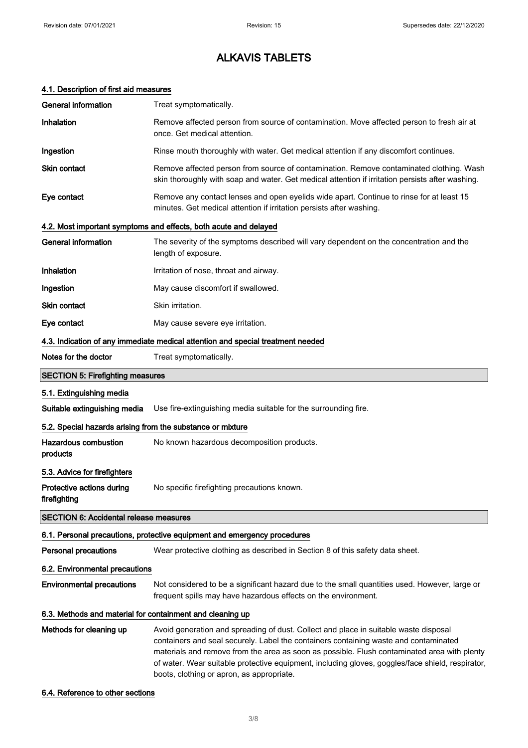### 4.1. Description of first aid measures

| | |
|---|---|
| **General information** | Treat symptomatically. |
| **Inhalation** | Remove affected person from source of contamination. Move affected person to fresh air at once. Get medical attention. |
| **Ingestion** | Rinse mouth thoroughly with water. Get medical attention if any discomfort continues. |
| **Skin contact** | Remove affected person from source of contamination. Remove contaminated clothing. Wash skin thoroughly with soap and water. Get medical attention if irritation persists after washing. |
| **Eye contact** | Remove any contact lenses and open eyelids wide apart. Continue to rinse for at least 15 minutes. Get medical attention if irritation persists after washing. |

### 4.2. Most important symptoms and effects, both acute and delayed

| | |
|---|---|
| **General information** | The severity of the symptoms described will vary dependent on the concentration and the length of exposure. |
| **Inhalation** | Irritation of nose, throat and airway. |
| **Ingestion** | May cause discomfort if swallowed. |
| **Skin contact** | Skin irritation. |
| **Eye contact** | May cause severe eye irritation. |

### 4.3. Indication of any immediate medical attention and special treatment needed

| | |
|---|---|
| **Notes for the doctor** | Treat symptomatically. |

## SECTION 5: Firefighting measures

### 5.1. Extinguishing media

| | |
|---|---|
| **Suitable extinguishing media** | Use fire-extinguishing media suitable for the surrounding fire. |

### 5.2. Special hazards arising from the substance or mixture

| | |
|---|---|
| **Hazardous combustion products** | No known hazardous decomposition products. |

### 5.3. Advice for firefighters

| | |
|---|---|
| **Protective actions during firefighting** | No specific firefighting precautions known. |

## SECTION 6: Accidental release measures

### 6.1. Personal precautions, protective equipment and emergency procedures

| | |
|---|---|
| **Personal precautions** | Wear protective clothing as described in Section 8 of this safety data sheet. |

### 6.2. Environmental precautions

| | |
|---|---|
| **Environmental precautions** | Not considered to be a significant hazard due to the small quantities used. However, large or frequent spills may have hazardous effects on the environment. |

### 6.3. Methods and material for containment and cleaning up

| | |
|---|---|
| **Methods for cleaning up** | Avoid generation and spreading of dust. Collect and place in suitable waste disposal containers and seal securely. Label the containers containing waste and contaminated materials and remove from the area as soon as possible. Flush contaminated area with plenty of water. Wear suitable protective equipment, including gloves, goggles/face shield, respirator, boots, clothing or apron, as appropriate. |

### 6.4. Reference to other sections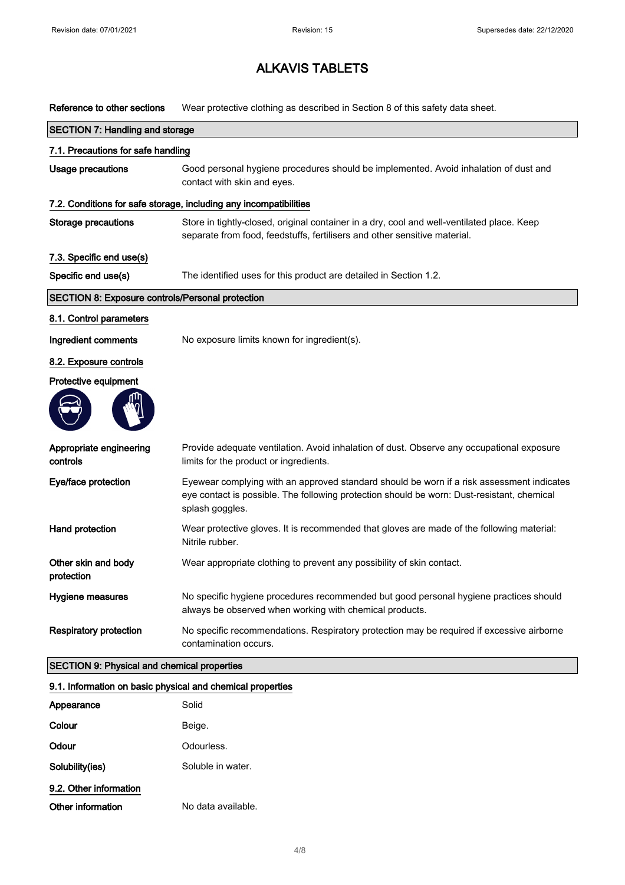# ALKAVIS TABLETS

**Reference to other sections** Wear protective clothing as described in Section 8 of this safety data sheet.

## SECTION 7: Handling and storage

### 7.1. Precautions for safe handling

**Usage precautions** Good personal hygiene procedures should be implemented. Avoid inhalation of dust and contact with skin and eyes.

### 7.2. Conditions for safe storage, including any incompatibilities

**Storage precautions** Store in tightly-closed, original container in a dry, cool and well-ventilated place. Keep separate from food, feedstuffs, fertilisers and other sensitive material.

### 7.3. Specific end use(s)

**Specific end use(s)** The identified uses for this product are detailed in Section 1.2.

## SECTION 8: Exposure controls/Personal protection

### 8.1. Control parameters

**Ingredient comments** No exposure limits known for ingredient(s).

### 8.2. Exposure controls

**Protective equipment**

**Appropriate engineering controls** Provide adequate ventilation. Avoid inhalation of dust. Observe any occupational exposure limits for the product or ingredients.

**Eye/face protection** Eyewear complying with an approved standard should be worn if a risk assessment indicates eye contact is possible. The following protection should be worn: Dust-resistant, chemical splash goggles.

**Hand protection** Wear protective gloves. It is recommended that gloves are made of the following material: Nitrile rubber.

**Other skin and body protection** Wear appropriate clothing to prevent any possibility of skin contact.

**Hygiene measures** No specific hygiene procedures recommended but good personal hygiene practices should always be observed when working with chemical products.

**Respiratory protection** No specific recommendations. Respiratory protection may be required if excessive airborne contamination occurs.

## SECTION 9: Physical and chemical properties

### 9.1. Information on basic physical and chemical properties

**Appearance** Solid

**Colour** Beige.

**Odour** Odourless.

**Solubility(ies)** Soluble in water.

### 9.2. Other information

**Other information** No data available.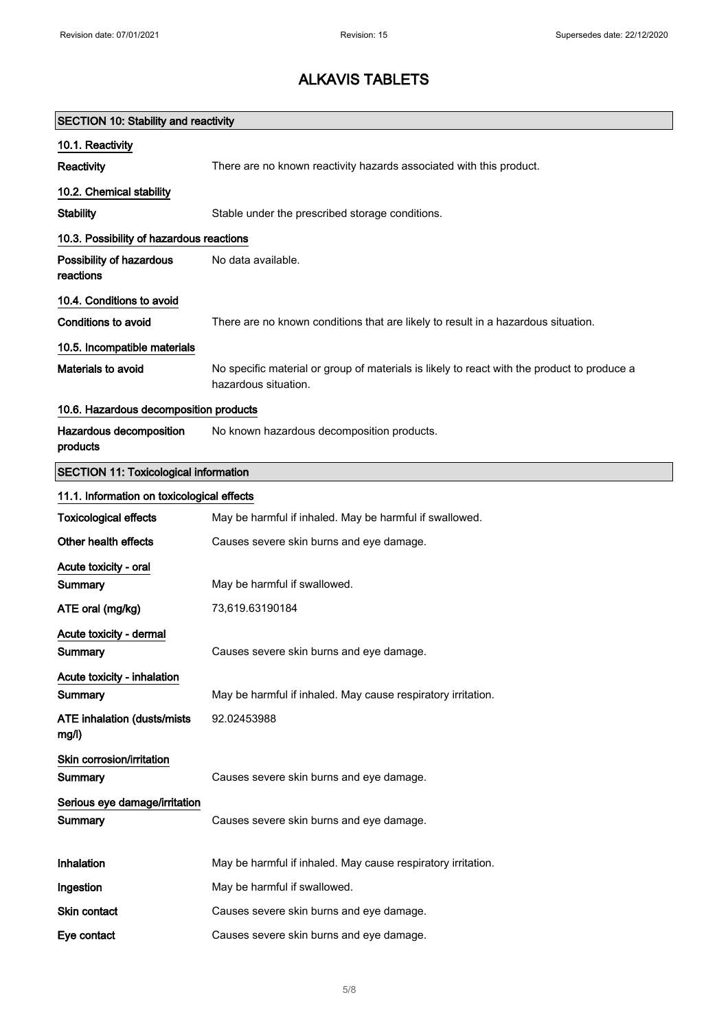# ALKAVIS TABLETS

## SECTION 10: Stability and reactivity

### 10.1. Reactivity

| | |
|---|---|
| **Reactivity** | There are no known reactivity hazards associated with this product. |

### 10.2. Chemical stability

| | |
|---|---|
| **Stability** | Stable under the prescribed storage conditions. |

### 10.3. Possibility of hazardous reactions

| | |
|---|---|
| **Possibility of hazardous reactions** | No data available. |

### 10.4. Conditions to avoid

| | |
|---|---|
| **Conditions to avoid** | There are no known conditions that are likely to result in a hazardous situation. |

### 10.5. Incompatible materials

| | |
|---|---|
| **Materials to avoid** | No specific material or group of materials is likely to react with the product to produce a hazardous situation. |

### 10.6. Hazardous decomposition products

| | |
|---|---|
| **Hazardous decomposition products** | No known hazardous decomposition products. |

## SECTION 11: Toxicological information

### 11.1. Information on toxicological effects

| | |
|---|---|
| **Toxicological effects** | May be harmful if inhaled. May be harmful if swallowed. |
| **Other health effects** | Causes severe skin burns and eye damage. |

**Acute toxicity - oral**

| | |
|---|---|
| **Summary** | May be harmful if swallowed. |
| **ATE oral (mg/kg)** | 73,619.63190184 |

**Acute toxicity - dermal**

| | |
|---|---|
| **Summary** | Causes severe skin burns and eye damage. |

**Acute toxicity - inhalation**

| | |
|---|---|
| **Summary** | May be harmful if inhaled. May cause respiratory irritation. |
| **ATE inhalation (dusts/mists mg/l)** | 92.02453988 |

**Skin corrosion/irritation**

| | |
|---|---|
| **Summary** | Causes severe skin burns and eye damage. |

**Serious eye damage/irritation**

| | |
|---|---|
| **Summary** | Causes severe skin burns and eye damage. |

| | |
|---|---|
| **Inhalation** | May be harmful if inhaled. May cause respiratory irritation. |
| **Ingestion** | May be harmful if swallowed. |
| **Skin contact** | Causes severe skin burns and eye damage. |
| **Eye contact** | Causes severe skin burns and eye damage. |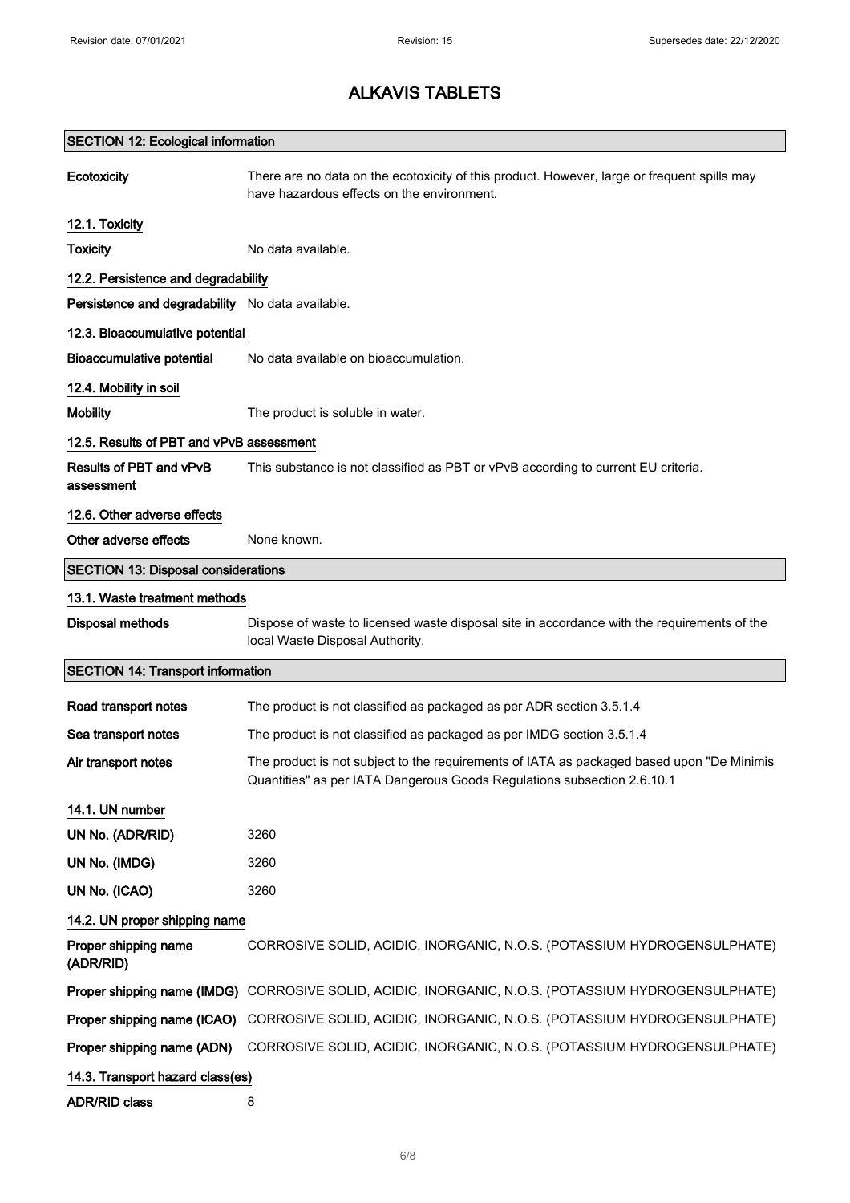# ALKAVIS TABLETS

## SECTION 12: Ecological information

| | |
|---|---|
| **Ecotoxicity** | There are no data on the ecotoxicity of this product. However, large or frequent spills may have hazardous effects on the environment. |

### 12.1. Toxicity

| | |
|---|---|
| **Toxicity** | No data available. |

### 12.2. Persistence and degradability

| | |
|---|---|
| **Persistence and degradability** | No data available. |

### 12.3. Bioaccumulative potential

| | |
|---|---|
| **Bioaccumulative potential** | No data available on bioaccumulation. |

### 12.4. Mobility in soil

| | |
|---|---|
| **Mobility** | The product is soluble in water. |

### 12.5. Results of PBT and vPvB assessment

| | |
|---|---|
| **Results of PBT and vPvB assessment** | This substance is not classified as PBT or vPvB according to current EU criteria. |

### 12.6. Other adverse effects

| | |
|---|---|
| **Other adverse effects** | None known. |

## SECTION 13: Disposal considerations

### 13.1. Waste treatment methods

| | |
|---|---|
| **Disposal methods** | Dispose of waste to licensed waste disposal site in accordance with the requirements of the local Waste Disposal Authority. |

## SECTION 14: Transport information

| | |
|---|---|
| **Road transport notes** | The product is not classified as packaged as per ADR section 3.5.1.4 |
| **Sea transport notes** | The product is not classified as packaged as per IMDG section 3.5.1.4 |
| **Air transport notes** | The product is not subject to the requirements of IATA as packaged based upon "De Minimis Quantities" as per IATA Dangerous Goods Regulations subsection 2.6.10.1 |

### 14.1. UN number

| | |
|---|---|
| **UN No. (ADR/RID)** | 3260 |
| **UN No. (IMDG)** | 3260 |
| **UN No. (ICAO)** | 3260 |

### 14.2. UN proper shipping name

| | |
|---|---|
| **Proper shipping name (ADR/RID)** | CORROSIVE SOLID, ACIDIC, INORGANIC, N.O.S. (POTASSIUM HYDROGENSULPHATE) |
| **Proper shipping name (IMDG)** | CORROSIVE SOLID, ACIDIC, INORGANIC, N.O.S. (POTASSIUM HYDROGENSULPHATE) |
| **Proper shipping name (ICAO)** | CORROSIVE SOLID, ACIDIC, INORGANIC, N.O.S. (POTASSIUM HYDROGENSULPHATE) |
| **Proper shipping name (ADN)** | CORROSIVE SOLID, ACIDIC, INORGANIC, N.O.S. (POTASSIUM HYDROGENSULPHATE) |

### 14.3. Transport hazard class(es)

| | |
|---|---|
| **ADR/RID class** | 8 |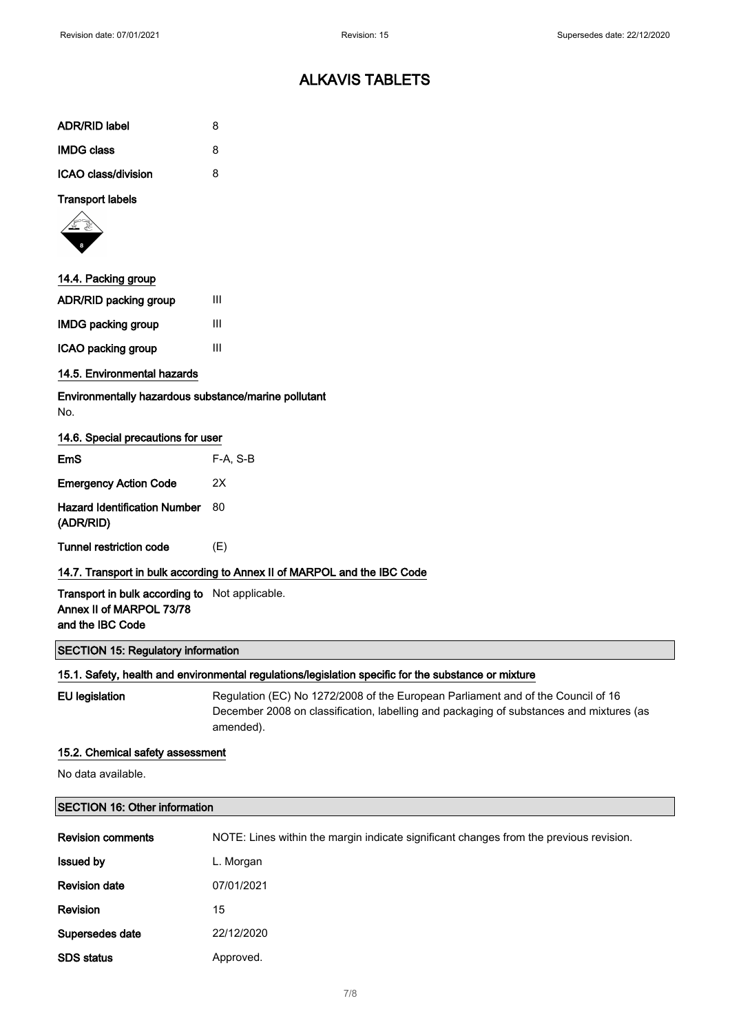| | |
|---|---|
| **ADR/RID label** | 8 |
| **IMDG class** | 8 |
| **ICAO class/division** | 8 |

**Transport labels**

### 14.4. Packing group

| | |
|---|---|
| **ADR/RID packing group** | III |
| **IMDG packing group** | III |
| **ICAO packing group** | III |

### 14.5. Environmental hazards

**Environmentally hazardous substance/marine pollutant**

No.

### 14.6. Special precautions for user

| | |
|---|---|
| **EmS** | F-A, S-B |
| **Emergency Action Code** | 2X |
| **Hazard Identification Number (ADR/RID)** | 80 |
| **Tunnel restriction code** | (E) |

### 14.7. Transport in bulk according to Annex II of MARPOL and the IBC Code

| | |
|---|---|
| **Transport in bulk according to Annex II of MARPOL 73/78 and the IBC Code** | Not applicable. |

## SECTION 15: Regulatory information

### 15.1. Safety, health and environmental regulations/legislation specific for the substance or mixture

| | |
|---|---|
| **EU legislation** | Regulation (EC) No 1272/2008 of the European Parliament and of the Council of 16 December 2008 on classification, labelling and packaging of substances and mixtures (as amended). |

### 15.2. Chemical safety assessment

No data available.

## SECTION 16: Other information

| | |
|---|---|
| **Revision comments** | NOTE: Lines within the margin indicate significant changes from the previous revision. |
| **Issued by** | L. Morgan |
| **Revision date** | 07/01/2021 |
| **Revision** | 15 |
| **Supersedes date** | 22/12/2020 |
| **SDS status** | Approved. |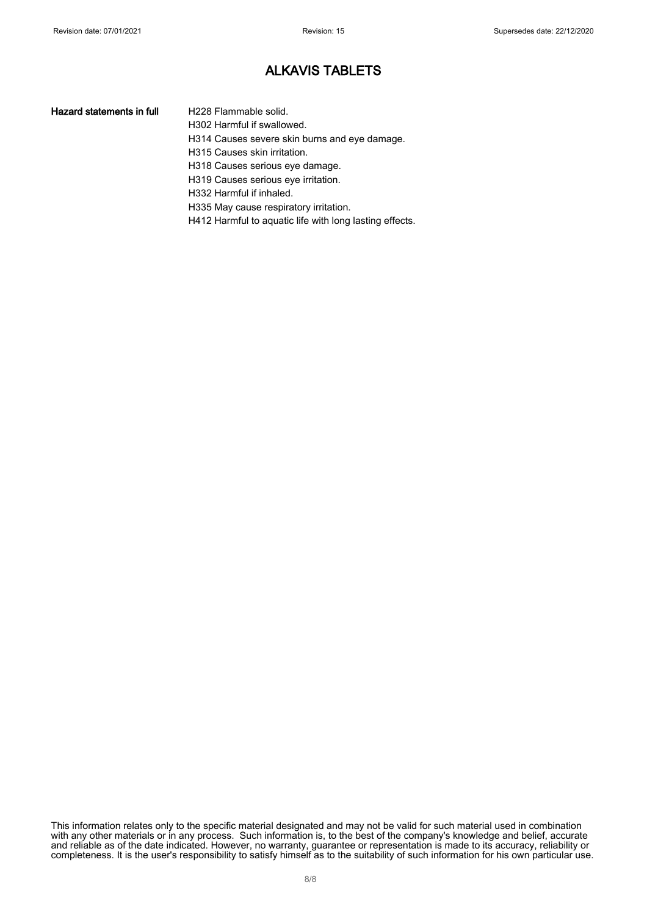**Hazard statements in full**

H228 Flammable solid.
H302 Harmful if swallowed.
H314 Causes severe skin burns and eye damage.
H315 Causes skin irritation.
H318 Causes serious eye damage.
H319 Causes serious eye irritation.
H332 Harmful if inhaled.
H335 May cause respiratory irritation.
H412 Harmful to aquatic life with long lasting effects.

This information relates only to the specific material designated and may not be valid for such material used in combination with any other materials or in any process. Such information is, to the best of the company's knowledge and belief, accurate and reliable as of the date indicated. However, no warranty, guarantee or representation is made to its accuracy, reliability or completeness. It is the user's responsibility to satisfy himself as to the suitability of such information for his own particular use.